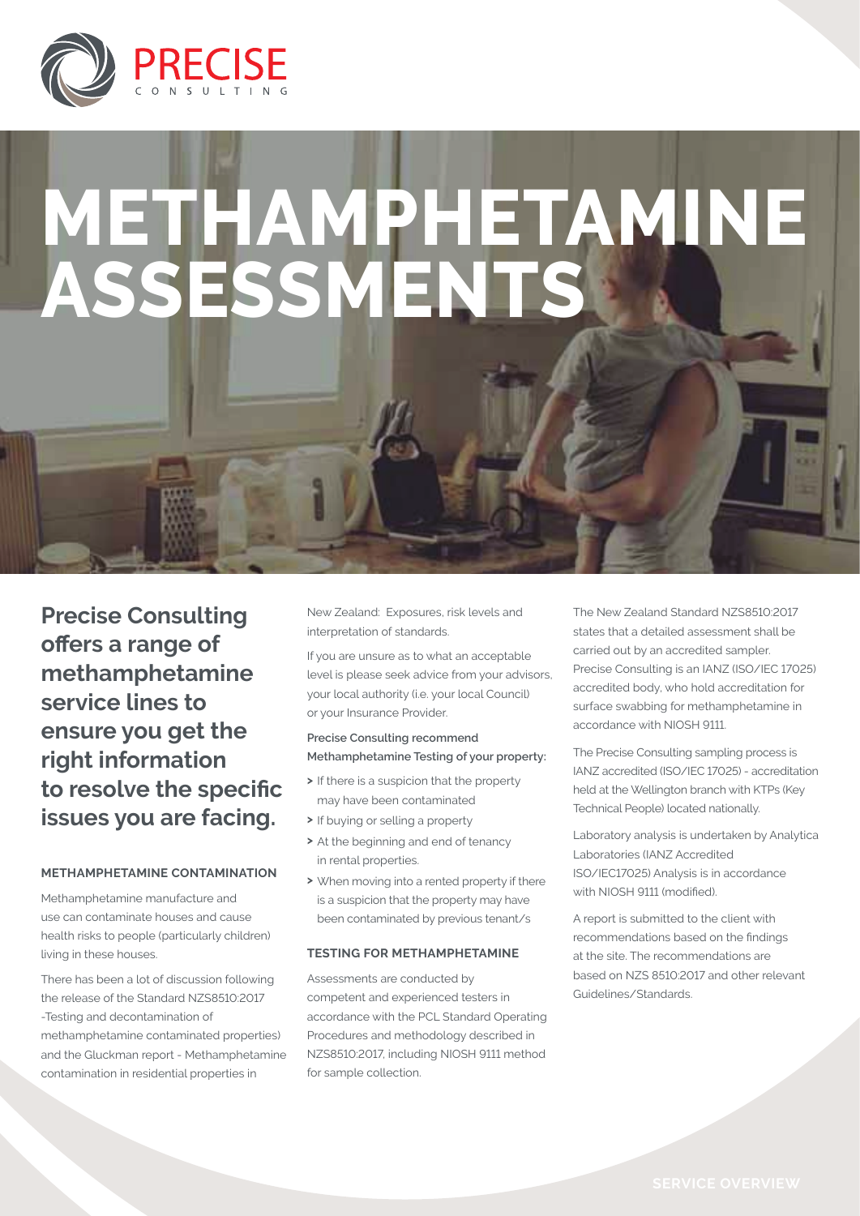# METHAMPHETAMINE ASSESSMENTS

**Precise Consulting offers a range of methamphetamine service lines to ensure you get the right information to resolve the specific issues you are facing.**

## METHAMPHETAMINE CONTAMINATION

Methamphetamine manufacture and use can contaminate houses and cause health risks to people (particularly children) living in these houses.

There has been a lot of discussion following the release of the Standard NZS8510:2017 -Testing and decontamination of methamphetamine contaminated properties) and the Gluckman report - Methamphetamine contamination in residential properties in New Zealand: Exposures, risk levels and interpretation of standards.

If you are unsure as to what an acceptable level is please seek advice from your advisors, your local authority (i.e. your local Council) or your Insurance Provider.

**Precise Consulting recommend Methamphetamine Testing of your property:**

- If there is a suspicion that the property may have been contaminated
- If buying or selling a property
- At the beginning and end of tenancy in rental properties.
- When moving into a rented property if there is a suspicion that the property may have been contaminated by previous tenant/s

## TESTING FOR METHAMPHETAMINE

Assessments are conducted by competent and experienced testers in accordance with the PCL Standard Operating Procedures and methodology described in NZS8510:2017, including NIOSH 9111 method for sample collection.

The New Zealand Standard NZS8510:2017 states that a detailed assessment shall be carried out by an accredited sampler. Precise Consulting is an IANZ (ISO/IEC 17025) accredited body, who hold accreditation for surface swabbing for methamphetamine in accordance with NIOSH 9111.

The Precise Consulting sampling process is IANZ accredited (ISO/IEC 17025) - accreditation held at the Wellington branch with KTPs (Key Technical People) located nationally.

Laboratory analysis is undertaken by Analytica Laboratories (IANZ Accredited ISO/IEC17025) Analysis is in accordance with NIOSH 9111 (modified).

A report is submitted to the client with recommendations based on the findings at the site. The recommendations are based on NZS 8510:2017 and other relevant Guidelines/Standards.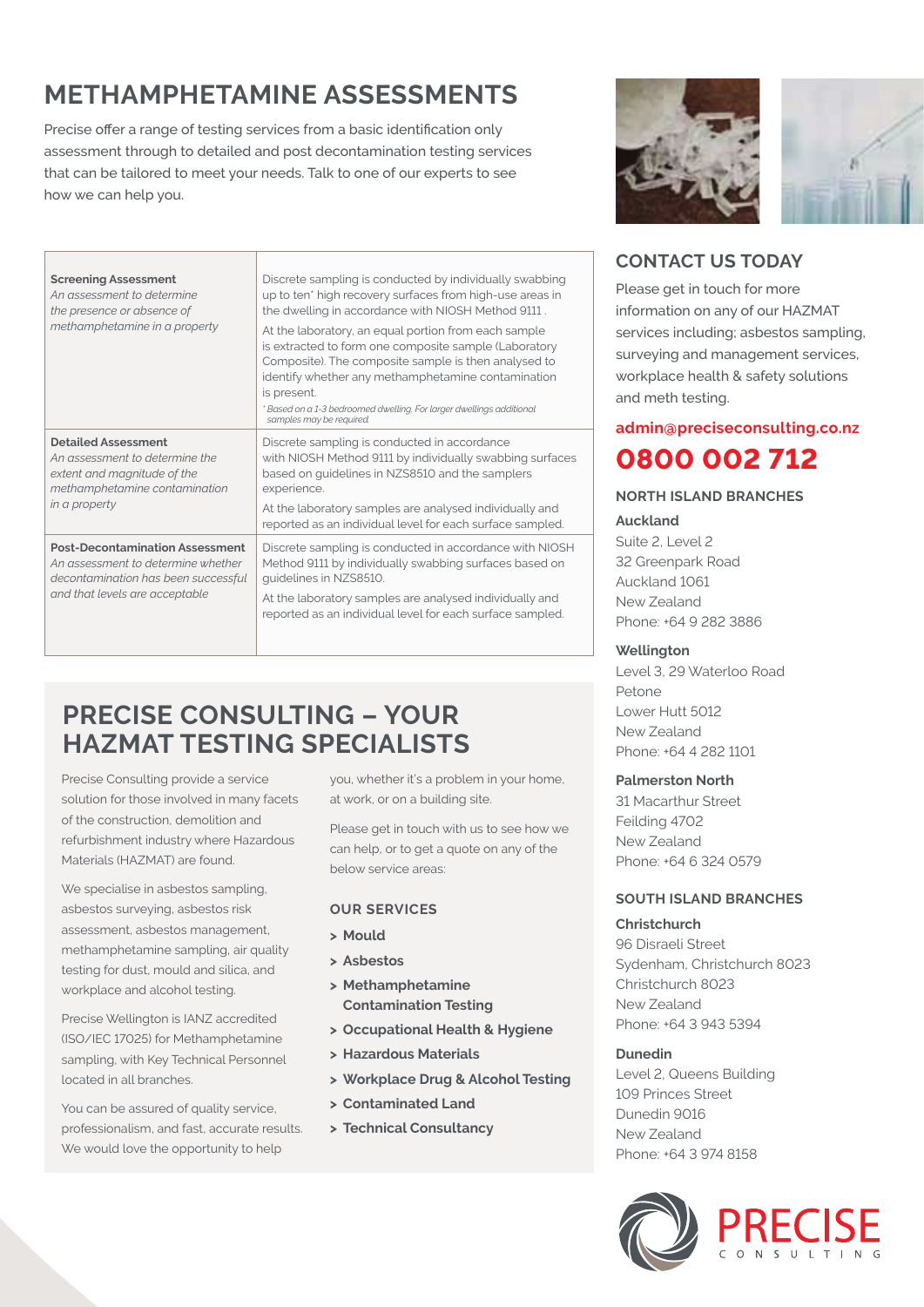# METHAMPHETAMINE ASSESSMENTS

Precise offer a range of testing services from a basic identification only assessment through to detailed and post decontamination testing services that can be tailored to meet your needs. Talk to one of our experts to see how we can help you.

| | |
|---|---|
| **Screening Assessment**<br>*An assessment to determine the presence or absence of methamphetamine in a property* | Discrete sampling is conducted by individually swabbing up to ten* high recovery surfaces from high-use areas in the dwelling in accordance with NIOSH Method 9111 .<br>At the laboratory, an equal portion from each sample is extracted to form one composite sample (Laboratory Composite). The composite sample is then analysed to identify whether any methamphetamine contamination is present.<br>*\* Based on a 1-3 bedroomed dwelling. For larger dwellings additional samples may be required.* |
| **Detailed Assessment**<br>*An assessment to determine the extent and magnitude of the methamphetamine contamination in a property* | Discrete sampling is conducted in accordance with NIOSH Method 9111 by individually swabbing surfaces based on guidelines in NZS8510 and the samplers experience.<br>At the laboratory samples are analysed individually and reported as an individual level for each surface sampled. |
| **Post-Decontamination Assessment**<br>*An assessment to determine whether decontamination has been successful and that levels are acceptable* | Discrete sampling is conducted in accordance with NIOSH Method 9111 by individually swabbing surfaces based on guidelines in NZS8510.<br>At the laboratory samples are analysed individually and reported as an individual level for each surface sampled. |

## PRECISE CONSULTING – YOUR HAZMAT TESTING SPECIALISTS

Precise Consulting provide a service solution for those involved in many facets of the construction, demolition and refurbishment industry where Hazardous Materials (HAZMAT) are found.

We specialise in asbestos sampling, asbestos surveying, asbestos risk assessment, asbestos management, methamphetamine sampling, air quality testing for dust, mould and silica, and workplace and alcohol testing.

Precise Wellington is IANZ accredited (ISO/IEC 17025) for Methamphetamine sampling, with Key Technical Personnel located in all branches.

You can be assured of quality service, professionalism, and fast, accurate results. We would love the opportunity to help you, whether it's a problem in your home, at work, or on a building site.

Please get in touch with us to see how we can help, or to get a quote on any of the below service areas:

### OUR SERVICES

- > **Mould**
- > **Asbestos**
- > **Methamphetamine Contamination Testing**
- > **Occupational Health & Hygiene**
- > **Hazardous Materials**
- > **Workplace Drug & Alcohol Testing**
- > **Contaminated Land**
- > **Technical Consultancy**

## CONTACT US TODAY

Please get in touch for more information on any of our HAZMAT services including; asbestos sampling, surveying and management services, workplace health & safety solutions and meth testing.

**admin@preciseconsulting.co.nz**

**0800 002 712**

### NORTH ISLAND BRANCHES

**Auckland**
Suite 2, Level 2
32 Greenpark Road
Auckland 1061
New Zealand
Phone: +64 9 282 3886

**Wellington**
Level 3, 29 Waterloo Road
Petone
Lower Hutt 5012
New Zealand
Phone: +64 4 282 1101

**Palmerston North**
31 Macarthur Street
Feilding 4702
New Zealand
Phone: +64 6 324 0579

### SOUTH ISLAND BRANCHES

**Christchurch**
96 Disraeli Street
Sydenham, Christchurch 8023
Christchurch 8023
New Zealand
Phone: +64 3 943 5394

**Dunedin**
Level 2, Queens Building
109 Princes Street
Dunedin 9016
New Zealand
Phone: +64 3 974 8158

PRECISE
CONSULTING